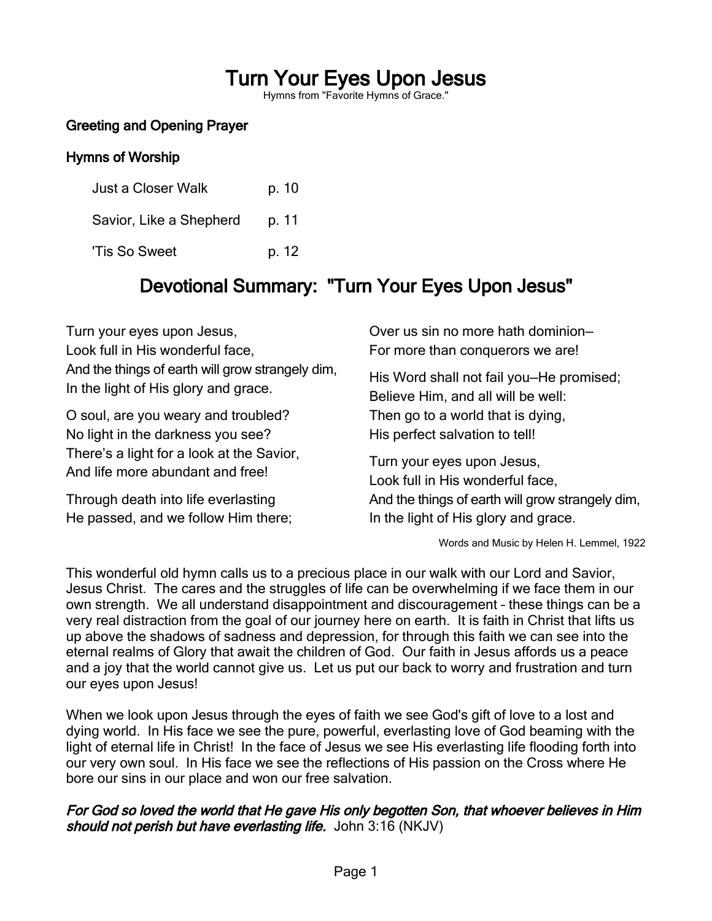# Turn Your Eyes Upon Jesus

Hymns from "Favorite Hymns of Grace."

### Greeting and Opening Prayer

### Hymns of Worship

| | |
|---|---|
| Just a Closer Walk | p. 10 |
| Savior, Like a Shepherd | p. 11 |
| 'Tis So Sweet | p. 12 |

## Devotional Summary: "Turn Your Eyes Upon Jesus"

Turn your eyes upon Jesus,
Look full in His wonderful face,
And the things of earth will grow strangely dim,
In the light of His glory and grace.

O soul, are you weary and troubled?
No light in the darkness you see?
There's a light for a look at the Savior,
And life more abundant and free!

Through death into life everlasting
He passed, and we follow Him there;
Over us sin no more hath dominion—
For more than conquerors we are!

His Word shall not fail you—He promised;
Believe Him, and all will be well:
Then go to a world that is dying,
His perfect salvation to tell!

Turn your eyes upon Jesus,
Look full in His wonderful face,
And the things of earth will grow strangely dim,
In the light of His glory and grace.

Words and Music by Helen H. Lemmel, 1922

This wonderful old hymn calls us to a precious place in our walk with our Lord and Savior, Jesus Christ. The cares and the struggles of life can be overwhelming if we face them in our own strength. We all understand disappointment and discouragement – these things can be a very real distraction from the goal of our journey here on earth. It is faith in Christ that lifts us up above the shadows of sadness and depression, for through this faith we can see into the eternal realms of Glory that await the children of God. Our faith in Jesus affords us a peace and a joy that the world cannot give us. Let us put our back to worry and frustration and turn our eyes upon Jesus!

When we look upon Jesus through the eyes of faith we see God's gift of love to a lost and dying world. In His face we see the pure, powerful, everlasting love of God beaming with the light of eternal life in Christ! In the face of Jesus we see His everlasting life flooding forth into our very own soul. In His face we see the reflections of His passion on the Cross where He bore our sins in our place and won our free salvation.

***For God so loved the world that He gave His only begotten Son, that whoever believes in Him should not perish but have everlasting life.*** John 3:16 (NKJV)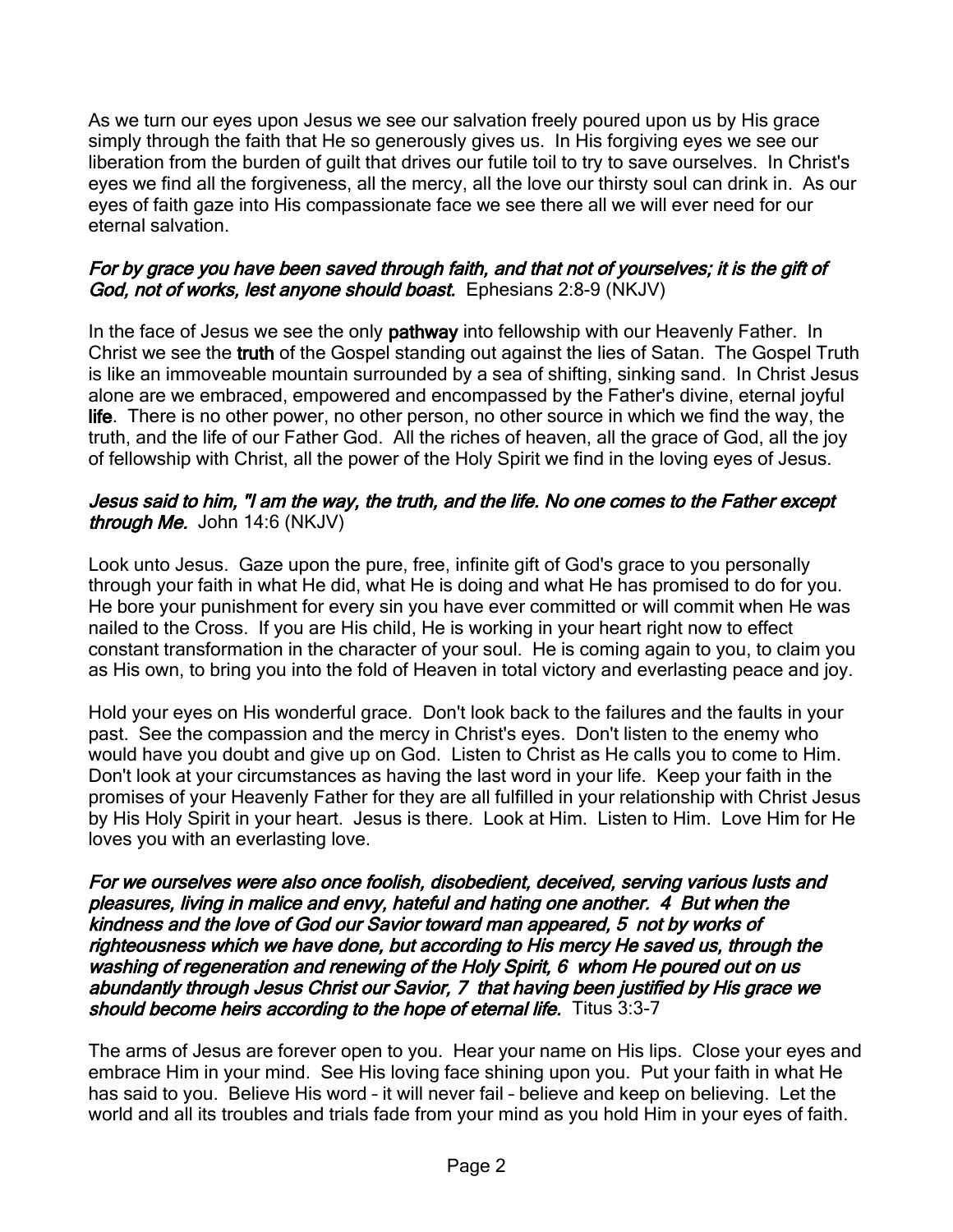As we turn our eyes upon Jesus we see our salvation freely poured upon us by His grace simply through the faith that He so generously gives us. In His forgiving eyes we see our liberation from the burden of guilt that drives our futile toil to try to save ourselves. In Christ's eyes we find all the forgiveness, all the mercy, all the love our thirsty soul can drink in. As our eyes of faith gaze into His compassionate face we see there all we will ever need for our eternal salvation.

***For by grace you have been saved through faith, and that not of yourselves; it is the gift of God, not of works, lest anyone should boast.*** Ephesians 2:8-9 (NKJV)

In the face of Jesus we see the only **pathway** into fellowship with our Heavenly Father. In Christ we see the **truth** of the Gospel standing out against the lies of Satan. The Gospel Truth is like an immoveable mountain surrounded by a sea of shifting, sinking sand. In Christ Jesus alone are we embraced, empowered and encompassed by the Father's divine, eternal joyful **life**. There is no other power, no other person, no other source in which we find the way, the truth, and the life of our Father God. All the riches of heaven, all the grace of God, all the joy of fellowship with Christ, all the power of the Holy Spirit we find in the loving eyes of Jesus.

***Jesus said to him, "I am the way, the truth, and the life. No one comes to the Father except through Me.*** John 14:6 (NKJV)

Look unto Jesus. Gaze upon the pure, free, infinite gift of God's grace to you personally through your faith in what He did, what He is doing and what He has promised to do for you. He bore your punishment for every sin you have ever committed or will commit when He was nailed to the Cross. If you are His child, He is working in your heart right now to effect constant transformation in the character of your soul. He is coming again to you, to claim you as His own, to bring you into the fold of Heaven in total victory and everlasting peace and joy.

Hold your eyes on His wonderful grace. Don't look back to the failures and the faults in your past. See the compassion and the mercy in Christ's eyes. Don't listen to the enemy who would have you doubt and give up on God. Listen to Christ as He calls you to come to Him. Don't look at your circumstances as having the last word in your life. Keep your faith in the promises of your Heavenly Father for they are all fulfilled in your relationship with Christ Jesus by His Holy Spirit in your heart. Jesus is there. Look at Him. Listen to Him. Love Him for He loves you with an everlasting love.

***For we ourselves were also once foolish, disobedient, deceived, serving various lusts and pleasures, living in malice and envy, hateful and hating one another. 4 But when the kindness and the love of God our Savior toward man appeared, 5 not by works of righteousness which we have done, but according to His mercy He saved us, through the washing of regeneration and renewing of the Holy Spirit, 6 whom He poured out on us abundantly through Jesus Christ our Savior, 7 that having been justified by His grace we should become heirs according to the hope of eternal life.*** Titus 3:3-7

The arms of Jesus are forever open to you. Hear your name on His lips. Close your eyes and embrace Him in your mind. See His loving face shining upon you. Put your faith in what He has said to you. Believe His word – it will never fail – believe and keep on believing. Let the world and all its troubles and trials fade from your mind as you hold Him in your eyes of faith.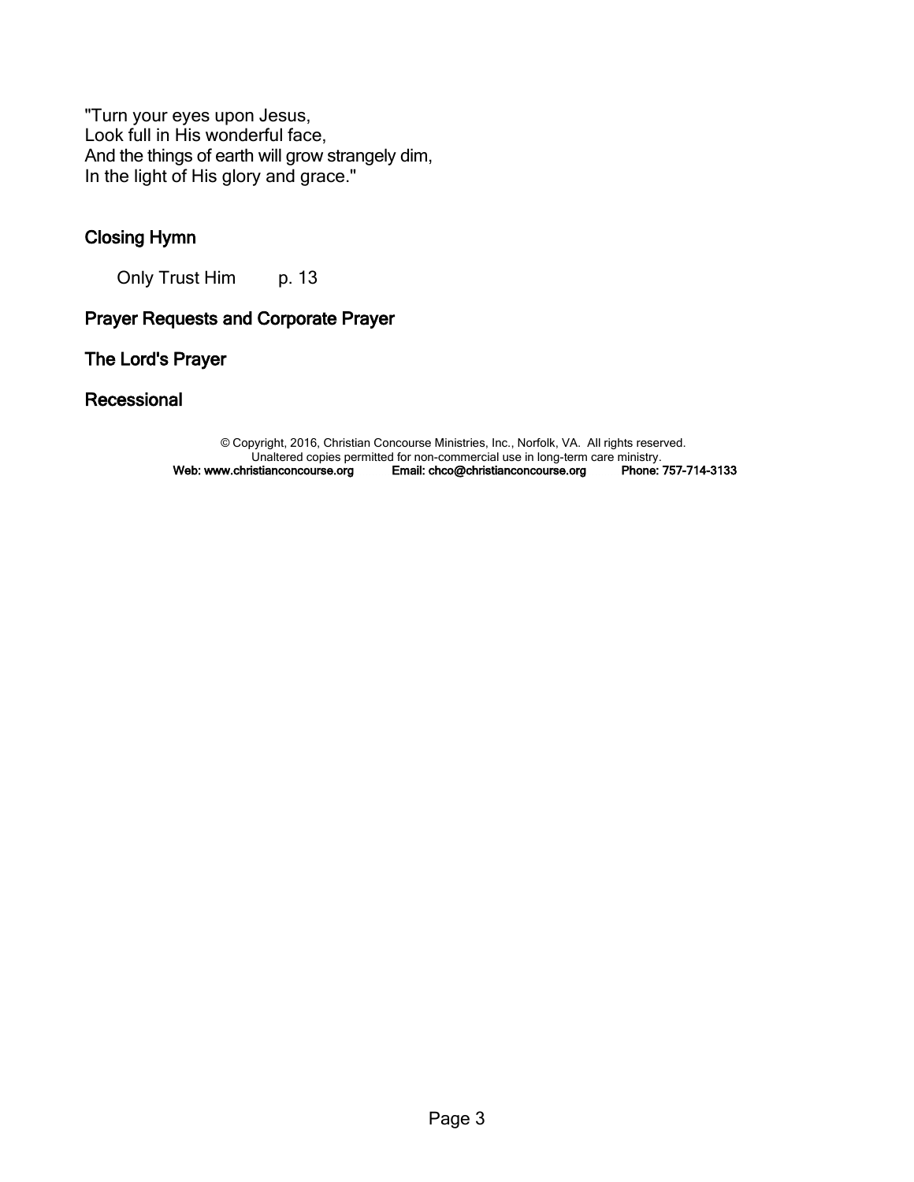"Turn your eyes upon Jesus,
Look full in His wonderful face,
And the things of earth will grow strangely dim,
In the light of His glory and grace."

## Closing Hymn

Only Trust Him    p. 13

## Prayer Requests and Corporate Prayer

## The Lord's Prayer

## Recessional

© Copyright, 2016, Christian Concourse Ministries, Inc., Norfolk, VA. All rights reserved.
Unaltered copies permitted for non-commercial use in long-term care ministry.
**Web: www.christianconcourse.org    Email: chco@christianconcourse.org    Phone: 757-714-3133**